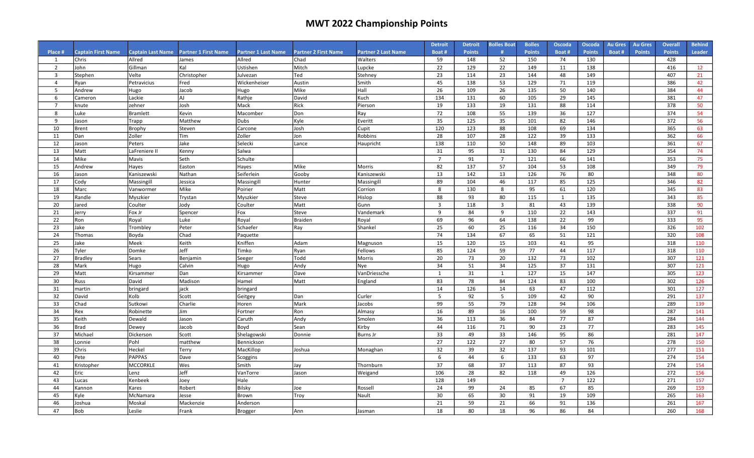# MWT 2022 Championship Points

| Place # | Captain First Name | Captain Last Name | Partner 1 First Name | Partner 1 Last Name | Partner 2 First Name | Partner 2 Last Name | Detroit Boat # | Detroit Points | Bolles Boat # | Bolles Points | Oscoda Boat # | Oscoda Points | Au Gres Boat # | Au Gres Points | Overall Points | Behind Leader |
|---|---|---|---|---|---|---|---|---|---|---|---|---|---|---|---|---|
| 1 | Chris | Allred | James | Allred | Chad | Walters | 59 | 148 | 52 | 150 | 74 | 130 | | | 428 | |
| 2 | John | Gillman | Kal | Ustishen | Mitch | Lupcke | 22 | 129 | 22 | 149 | 11 | 138 | | | 416 | 12 |
| 3 | Stephen | Velte | Christopher | Julvezan | Ted | Stehney | 23 | 114 | 23 | 144 | 48 | 149 | | | 407 | 21 |
| 4 | Ryan | Petravicius | Fred | Wickenheiser | Austin | Smith | 45 | 138 | 53 | 129 | 71 | 119 | | | 386 | 42 |
| 5 | Andrew | Hugo | Jacob | Hugo | Mike | Hall | 26 | 109 | 26 | 135 | 50 | 140 | | | 384 | 44 |
| 6 | Cameron | Lackie | AJ | Rathje | David | Kuch | 134 | 131 | 60 | 105 | 29 | 145 | | | 381 | 47 |
| 7 | knute | zehner | Josh | Mack | Rick | Pierson | 19 | 133 | 19 | 131 | 88 | 114 | | | 378 | 50 |
| 8 | Luke | Bramlett | Kevin | Macomber | Don | Ray | 72 | 108 | 55 | 139 | 36 | 127 | | | 374 | 54 |
| 9 | Jason | Trapp | Matthew | Dubs | Kyle | Everitt | 35 | 125 | 35 | 101 | 82 | 146 | | | 372 | 56 |
| 10 | Brent | Brophy | Steven | Carcone | Josh | Cupit | 120 | 123 | 88 | 108 | 69 | 134 | | | 365 | 63 |
| 11 | Dan | Zoller | Tim | Zoller | Jon | Robbins | 28 | 107 | 28 | 122 | 39 | 133 | | | 362 | 66 |
| 12 | Jason | Peters | Jake | Selecki | Lance | Haupricht | 138 | 110 | 50 | 148 | 89 | 103 | | | 361 | 67 |
| 13 | Matt | LaFreniere II | Kenny | Salwa | | | 31 | 95 | 31 | 130 | 84 | 129 | | | 354 | 74 |
| 14 | Mike | Mavis | Seth | Schulte | | | 7 | 91 | 7 | 121 | 66 | 141 | | | 353 | 75 |
| 15 | Andrew | Hayes | Easton | Hayes | Mike | Morris | 82 | 137 | 57 | 104 | 53 | 108 | | | 349 | 79 |
| 16 | Jason | Kaniszewski | Nathan | Seiferlein | Gooby | Kaniszewski | 13 | 142 | 13 | 126 | 76 | 80 | | | 348 | 80 |
| 17 | Cody | Massingill | Jessica | Massingill | Hunter | Massingill | 89 | 104 | 46 | 117 | 85 | 125 | | | 346 | 82 |
| 18 | Marc | Vanwormer | Mike | Poirier | Matt | Corrion | 8 | 130 | 8 | 95 | 61 | 120 | | | 345 | 83 |
| 19 | Randle | Myszkier | Trystan | Myszkier | Steve | Hislop | 88 | 93 | 80 | 115 | 1 | 135 | | | 343 | 85 |
| 20 | Jared | Coulter | Jody | Coulter | Matt | Gunn | 3 | 118 | 3 | 81 | 43 | 139 | | | 338 | 90 |
| 21 | Jerry | Fox Jr | Spencer | Fox | Steve | Vandemark | 9 | 84 | 9 | 110 | 22 | 143 | | | 337 | 91 |
| 22 | Ron | Royal | Luke | Royal | Braiden | Royal | 69 | 96 | 64 | 138 | 22 | 99 | | | 333 | 95 |
| 23 | Jake | Trombley | Peter | Schaefer | Ray | Shankel | 25 | 60 | 25 | 116 | 34 | 150 | | | 326 | 102 |
| 24 | Thomas | Boyda | Chad | Paquette | | | 74 | 134 | 67 | 65 | 51 | 121 | | | 320 | 108 |
| 25 | Jake | Meek | Keith | Kniffen | Adam | Magnuson | 15 | 120 | 15 | 103 | 41 | 95 | | | 318 | 110 |
| 26 | Tyler | Domke | Jeff | Timko | Ryan | Fellows | 85 | 124 | 59 | 77 | 44 | 117 | | | 318 | 110 |
| 27 | Bradley | Sears | Benjamin | Seeger | Todd | Morris | 20 | 73 | 20 | 132 | 73 | 102 | | | 307 | 121 |
| 28 | Mark | Hugo | Calvin | Hugo | Andy | Nye | 34 | 51 | 34 | 125 | 37 | 131 | | | 307 | 121 |
| 29 | Matt | Kirsammer | Dan | Kirsammer | Dave | VanDriessche | 1 | 31 | 1 | 127 | 15 | 147 | | | 305 | 123 |
| 30 | Russ | David | Madison | Hamel | Matt | England | 83 | 78 | 84 | 124 | 83 | 100 | | | 302 | 126 |
| 31 | martin | bringard | jack | bringard | | | 14 | 126 | 14 | 63 | 47 | 112 | | | 301 | 127 |
| 32 | David | Kolb | Scott | Geitgey | Dan | Curler | 5 | 92 | 5 | 109 | 42 | 90 | | | 291 | 137 |
| 33 | Chad | Sutkowi | Charlie | Horen | Mark | Jacobs | 99 | 55 | 79 | 128 | 94 | 106 | | | 289 | 139 |
| 34 | Rex | Robinette | Jim | Fortner | Ron | Almasy | 16 | 89 | 16 | 100 | 59 | 98 | | | 287 | 141 |
| 35 | Keith | Dewald | Jason | Caruth | Andy | Smolen | 36 | 113 | 36 | 84 | 77 | 87 | | | 284 | 144 |
| 36 | Brad | Dewey | Jacob | Boyd | Sean | Kirby | 44 | 116 | 71 | 90 | 23 | 77 | | | 283 | 145 |
| 37 | Michael | Dickerson | Scott | Shelagowski | Donnie | Burns Jr | 33 | 49 | 33 | 146 | 95 | 86 | | | 281 | 147 |
| 38 | Lonnie | Pohl | matthew | Bennickson | | | 27 | 122 | 27 | 80 | 57 | 76 | | | 278 | 150 |
| 39 | Chris | Heckel | Terry | MacKillop | Joshua | Monaghan | 32 | 39 | 32 | 137 | 93 | 101 | | | 277 | 151 |
| 40 | Pete | PAPPAS | Dave | Scoggins | | | 6 | 44 | 6 | 133 | 63 | 97 | | | 274 | 154 |
| 41 | Kristopher | MCCORKLE | Wes | Smith | Jay | Thornburn | 37 | 68 | 37 | 113 | 87 | 93 | | | 274 | 154 |
| 42 | Eric | Lenz | Jeff | VanTorre | Jason | Weigand | 106 | 28 | 82 | 118 | 49 | 126 | | | 272 | 156 |
| 43 | Lucas | Kenbeek | Joey | Hale | | | 128 | 149 | | | 7 | 122 | | | 271 | 157 |
| 44 | Kannon | Kares | Robert | Bilsky | Joe | Rossell | 24 | 99 | 24 | 85 | 67 | 85 | | | 269 | 159 |
| 45 | Kyle | McNamara | Jesse | Brown | Troy | Nault | 30 | 65 | 30 | 91 | 19 | 109 | | | 265 | 163 |
| 46 | Joshua | Moskal | Mackenzie | Anderson | | | 21 | 59 | 21 | 66 | 91 | 136 | | | 261 | 167 |
| 47 | Bob | Leslie | Frank | Brogger | Ann | Jasman | 18 | 80 | 18 | 96 | 86 | 84 | | | 260 | 168 |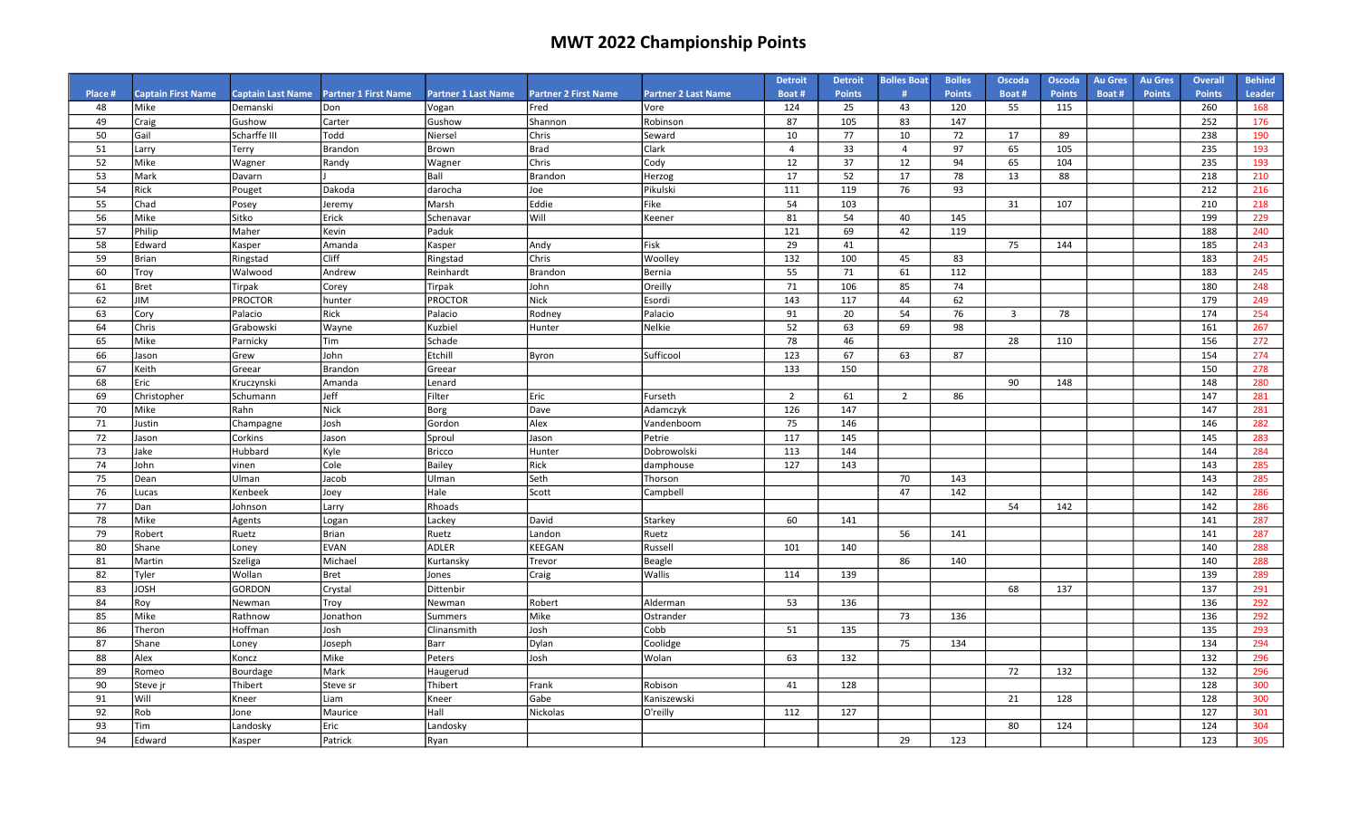# MWT 2022 Championship Points

| Place # | Captain First Name | Captain Last Name | Partner 1 First Name | Partner 1 Last Name | Partner 2 First Name | Partner 2 Last Name | Detroit Boat # | Detroit Points | Bolles Boat # | Bolles Points | Oscoda Boat # | Oscoda Points | Au Gres Boat # | Au Gres Points | Overall Points | Behind Leader |
|---|---|---|---|---|---|---|---|---|---|---|---|---|---|---|---|---|
| 48 | Mike | Demanski | Don | Vogan | Fred | Vore | 124 | 25 | 43 | 120 | 55 | 115 | | | 260 | 168 |
| 49 | Craig | Gushow | Carter | Gushow | Shannon | Robinson | 87 | 105 | 83 | 147 | | | | | 252 | 176 |
| 50 | Gail | Scharffe III | Todd | Niersel | Chris | Seward | 10 | 77 | 10 | 72 | 17 | 89 | | | 238 | 190 |
| 51 | Larry | Terry | Brandon | Brown | Brad | Clark | 4 | 33 | 4 | 97 | 65 | 105 | | | 235 | 193 |
| 52 | Mike | Wagner | Randy | Wagner | Chris | Cody | 12 | 37 | 12 | 94 | 65 | 104 | | | 235 | 193 |
| 53 | Mark | Davarn | J | Ball | Brandon | Herzog | 17 | 52 | 17 | 78 | 13 | 88 | | | 218 | 210 |
| 54 | Rick | Pouget | Dakoda | darocha | Joe | Pikulski | 111 | 119 | 76 | 93 | | | | | 212 | 216 |
| 55 | Chad | Posey | Jeremy | Marsh | Eddie | Fike | 54 | 103 | | | 31 | 107 | | | 210 | 218 |
| 56 | Mike | Sitko | Erick | Schenavar | Will | Keener | 81 | 54 | 40 | 145 | | | | | 199 | 229 |
| 57 | Philip | Maher | Kevin | Paduk | | | 121 | 69 | 42 | 119 | | | | | 188 | 240 |
| 58 | Edward | Kasper | Amanda | Kasper | Andy | Fisk | 29 | 41 | | | 75 | 144 | | | 185 | 243 |
| 59 | Brian | Ringstad | Cliff | Ringstad | Chris | Woolley | 132 | 100 | 45 | 83 | | | | | 183 | 245 |
| 60 | Troy | Walwood | Andrew | Reinhardt | Brandon | Bernia | 55 | 71 | 61 | 112 | | | | | 183 | 245 |
| 61 | Bret | Tirpak | Corey | Tirpak | John | Oreilly | 71 | 106 | 85 | 74 | | | | | 180 | 248 |
| 62 | JIM | PROCTOR | hunter | PROCTOR | Nick | Esordi | 143 | 117 | 44 | 62 | | | | | 179 | 249 |
| 63 | Cory | Palacio | Rick | Palacio | Rodney | Palacio | 91 | 20 | 54 | 76 | 3 | 78 | | | 174 | 254 |
| 64 | Chris | Grabowski | Wayne | Kuzbiel | Hunter | Nelkie | 52 | 63 | 69 | 98 | | | | | 161 | 267 |
| 65 | Mike | Parnicky | Tim | Schade | | | 78 | 46 | | | 28 | 110 | | | 156 | 272 |
| 66 | Jason | Grew | John | Etchill | Byron | Sufficool | 123 | 67 | 63 | 87 | | | | | 154 | 274 |
| 67 | Keith | Greear | Brandon | Greear | | | 133 | 150 | | | | | | | 150 | 278 |
| 68 | Eric | Kruczynski | Amanda | Lenard | | | | | | | 90 | 148 | | | 148 | 280 |
| 69 | Christopher | Schumann | Jeff | Filter | Eric | Furseth | 2 | 61 | 2 | 86 | | | | | 147 | 281 |
| 70 | Mike | Rahn | Nick | Borg | Dave | Adamczyk | 126 | 147 | | | | | | | 147 | 281 |
| 71 | Justin | Champagne | Josh | Gordon | Alex | Vandenboom | 75 | 146 | | | | | | | 146 | 282 |
| 72 | Jason | Corkins | Jason | Sproul | Jason | Petrie | 117 | 145 | | | | | | | 145 | 283 |
| 73 | Jake | Hubbard | Kyle | Bricco | Hunter | Dobrowolski | 113 | 144 | | | | | | | 144 | 284 |
| 74 | John | vinen | Cole | Bailey | Rick | damphouse | 127 | 143 | | | | | | | 143 | 285 |
| 75 | Dean | Ulman | Jacob | Ulman | Seth | Thorson | | | 70 | 143 | | | | | 143 | 285 |
| 76 | Lucas | Kenbeek | Joey | Hale | Scott | Campbell | | | 47 | 142 | | | | | 142 | 286 |
| 77 | Dan | Johnson | Larry | Rhoads | | | | | | | 54 | 142 | | | 142 | 286 |
| 78 | Mike | Agents | Logan | Lackey | David | Starkey | 60 | 141 | | | | | | | 141 | 287 |
| 79 | Robert | Ruetz | Brian | Ruetz | Landon | Ruetz | | | 56 | 141 | | | | | 141 | 287 |
| 80 | Shane | Loney | EVAN | ADLER | KEEGAN | Russell | 101 | 140 | | | | | | | 140 | 288 |
| 81 | Martin | Szeliga | Michael | Kurtansky | Trevor | Beagle | | | 86 | 140 | | | | | 140 | 288 |
| 82 | Tyler | Wollan | Bret | Jones | Craig | Wallis | 114 | 139 | | | | | | | 139 | 289 |
| 83 | JOSH | GORDON | Crystal | Dittenbir | | | | | | | 68 | 137 | | | 137 | 291 |
| 84 | Roy | Newman | Troy | Newman | Robert | Alderman | 53 | 136 | | | | | | | 136 | 292 |
| 85 | Mike | Rathnow | Jonathon | Summers | Mike | Ostrander | | | 73 | 136 | | | | | 136 | 292 |
| 86 | Theron | Hoffman | Josh | Clinansmith | Josh | Cobb | 51 | 135 | | | | | | | 135 | 293 |
| 87 | Shane | Loney | Joseph | Barr | Dylan | Coolidge | | | 75 | 134 | | | | | 134 | 294 |
| 88 | Alex | Koncz | Mike | Peters | Josh | Wolan | 63 | 132 | | | | | | | 132 | 296 |
| 89 | Romeo | Bourdage | Mark | Haugerud | | | | | | | 72 | 132 | | | 132 | 296 |
| 90 | Steve jr | Thibert | Steve sr | Thibert | Frank | Robison | 41 | 128 | | | | | | | 128 | 300 |
| 91 | Will | Kneer | Liam | Kneer | Gabe | Kaniszewski | | | | | 21 | 128 | | | 128 | 300 |
| 92 | Rob | Jone | Maurice | Hall | Nickolas | O'reilly | 112 | 127 | | | | | | | 127 | 301 |
| 93 | Tim | Landosky | Eric | Landosky | | | | | | | 80 | 124 | | | 124 | 304 |
| 94 | Edward | Kasper | Patrick | Ryan | | | | | 29 | 123 | | | | | 123 | 305 |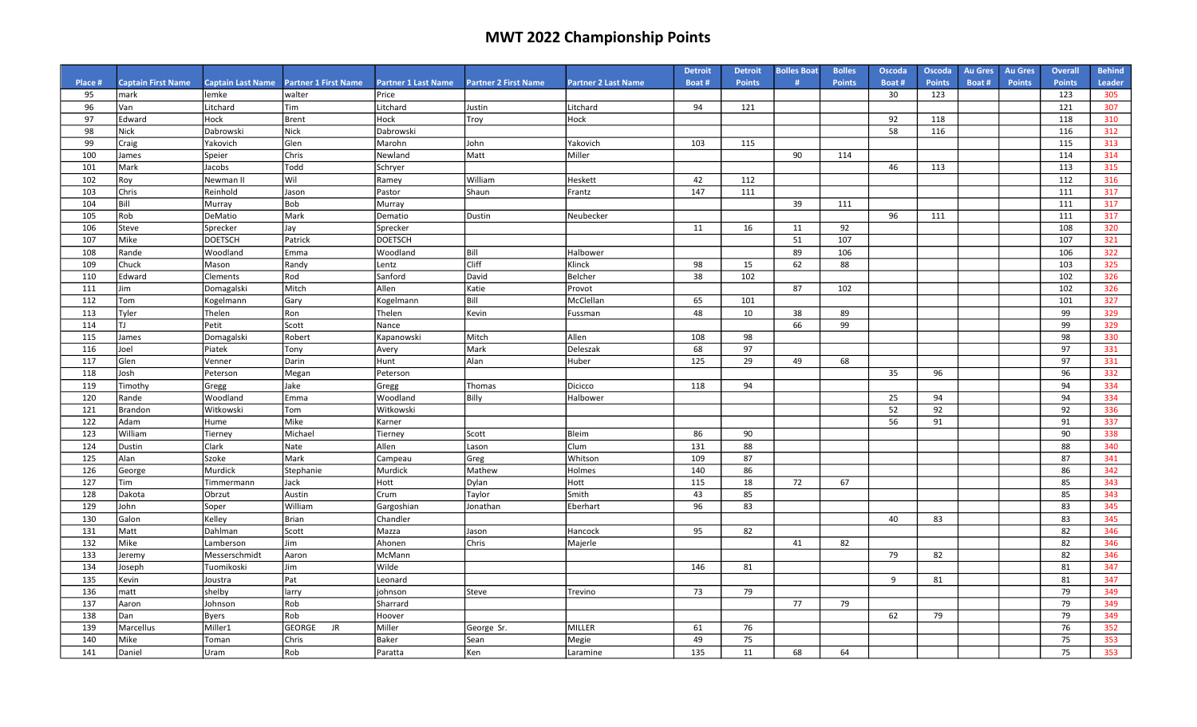# MWT 2022 Championship Points

| Place # | Captain First Name | Captain Last Name | Partner 1 First Name | Partner 1 Last Name | Partner 2 First Name | Partner 2 Last Name | Detroit Boat # | Detroit Points | Bolles Boat # | Bolles Points | Oscoda Boat # | Oscoda Points | Au Gres Boat # | Au Gres Points | Overall Points | Behind Leader |
|---|---|---|---|---|---|---|---|---|---|---|---|---|---|---|---|---|
| 95 | mark | lemke | walter | Price | | | | | | | 30 | 123 | | | 123 | 305 |
| 96 | Van | Litchard | Tim | Litchard | Justin | Litchard | 94 | 121 | | | | | | | 121 | 307 |
| 97 | Edward | Hock | Brent | Hock | Troy | Hock | | | | | 92 | 118 | | | 118 | 310 |
| 98 | Nick | Dabrowski | Nick | Dabrowski | | | | | | | 58 | 116 | | | 116 | 312 |
| 99 | Craig | Yakovich | Glen | Marohn | John | Yakovich | 103 | 115 | | | | | | | 115 | 313 |
| 100 | James | Speier | Chris | Newland | Matt | Miller | | | 90 | 114 | | | | | 114 | 314 |
| 101 | Mark | Jacobs | Todd | Schryer | | | | | | | 46 | 113 | | | 113 | 315 |
| 102 | Roy | Newman II | Wil | Ramey | William | Heskett | 42 | 112 | | | | | | | 112 | 316 |
| 103 | Chris | Reinhold | Jason | Pastor | Shaun | Frantz | 147 | 111 | | | | | | | 111 | 317 |
| 104 | Bill | Murray | Bob | Murray | | | | | 39 | 111 | | | | | 111 | 317 |
| 105 | Rob | DeMatio | Mark | Dematio | Dustin | Neubecker | | | | | 96 | 111 | | | 111 | 317 |
| 106 | Steve | Sprecker | Jay | Sprecker | | | 11 | 16 | 11 | 92 | | | | | 108 | 320 |
| 107 | Mike | DOETSCH | Patrick | DOETSCH | | | | | 51 | 107 | | | | | 107 | 321 |
| 108 | Rande | Woodland | Emma | Woodland | Bill | Halbower | | | 89 | 106 | | | | | 106 | 322 |
| 109 | Chuck | Mason | Randy | Lentz | Cliff | Klinck | 98 | 15 | 62 | 88 | | | | | 103 | 325 |
| 110 | Edward | Clements | Rod | Sanford | David | Belcher | 38 | 102 | | | | | | | 102 | 326 |
| 111 | Jim | Domagalski | Mitch | Allen | Katie | Provot | | | 87 | 102 | | | | | 102 | 326 |
| 112 | Tom | Kogelmann | Gary | Kogelmann | Bill | McClellan | 65 | 101 | | | | | | | 101 | 327 |
| 113 | Tyler | Thelen | Ron | Thelen | Kevin | Fussman | 48 | 10 | 38 | 89 | | | | | 99 | 329 |
| 114 | TJ | Petit | Scott | Nance | | | | | 66 | 99 | | | | | 99 | 329 |
| 115 | James | Domagalski | Robert | Kapanowski | Mitch | Allen | 108 | 98 | | | | | | | 98 | 330 |
| 116 | Joel | Piatek | Tony | Avery | Mark | Deleszak | 68 | 97 | | | | | | | 97 | 331 |
| 117 | Glen | Venner | Darin | Hunt | Alan | Huber | 125 | 29 | 49 | 68 | | | | | 97 | 331 |
| 118 | Josh | Peterson | Megan | Peterson | | | | | | | 35 | 96 | | | 96 | 332 |
| 119 | Timothy | Gregg | Jake | Gregg | Thomas | Dicicco | 118 | 94 | | | | | | | 94 | 334 |
| 120 | Rande | Woodland | Emma | Woodland | Billy | Halbower | | | | | 25 | 94 | | | 94 | 334 |
| 121 | Brandon | Witkowski | Tom | Witkowski | | | | | | | 52 | 92 | | | 92 | 336 |
| 122 | Adam | Hume | Mike | Karner | | | | | | | 56 | 91 | | | 91 | 337 |
| 123 | William | Tierney | Michael | Tierney | Scott | Bleim | 86 | 90 | | | | | | | 90 | 338 |
| 124 | Dustin | Clark | Nate | Allen | Lason | Clum | 131 | 88 | | | | | | | 88 | 340 |
| 125 | Alan | Szoke | Mark | Campeau | Greg | Whitson | 109 | 87 | | | | | | | 87 | 341 |
| 126 | George | Murdick | Stephanie | Murdick | Mathew | Holmes | 140 | 86 | | | | | | | 86 | 342 |
| 127 | Tim | Timmermann | Jack | Hott | Dylan | Hott | 115 | 18 | 72 | 67 | | | | | 85 | 343 |
| 128 | Dakota | Obrzut | Austin | Crum | Taylor | Smith | 43 | 85 | | | | | | | 85 | 343 |
| 129 | John | Soper | William | Gargoshian | Jonathan | Eberhart | 96 | 83 | | | | | | | 83 | 345 |
| 130 | Galon | Kelley | Brian | Chandler | | | | | | | 40 | 83 | | | 83 | 345 |
| 131 | Matt | Dahlman | Scott | Mazza | Jason | Hancock | 95 | 82 | | | | | | | 82 | 346 |
| 132 | Mike | Lamberson | Jim | Ahonen | Chris | Majerle | | | 41 | 82 | | | | | 82 | 346 |
| 133 | Jeremy | Messerschmidt | Aaron | McMann | | | | | | | 79 | 82 | | | 82 | 346 |
| 134 | Joseph | Tuomikoski | Jim | Wilde | | | 146 | 81 | | | | | | | 81 | 347 |
| 135 | Kevin | Joustra | Pat | Leonard | | | | | | | 9 | 81 | | | 81 | 347 |
| 136 | matt | shelby | larry | johnson | Steve | Trevino | 73 | 79 | | | | | | | 79 | 349 |
| 137 | Aaron | Johnson | Rob | Sharrard | | | | | 77 | 79 | | | | | 79 | 349 |
| 138 | Dan | Byers | Rob | Hoover | | | | | | | 62 | 79 | | | 79 | 349 |
| 139 | Marcellus | Miller1 | GEORGE JR | Miller | George Sr. | MILLER | 61 | 76 | | | | | | | 76 | 352 |
| 140 | Mike | Toman | Chris | Baker | Sean | Megie | 49 | 75 | | | | | | | 75 | 353 |
| 141 | Daniel | Uram | Rob | Paratta | Ken | Laramine | 135 | 11 | 68 | 64 | | | | | 75 | 353 |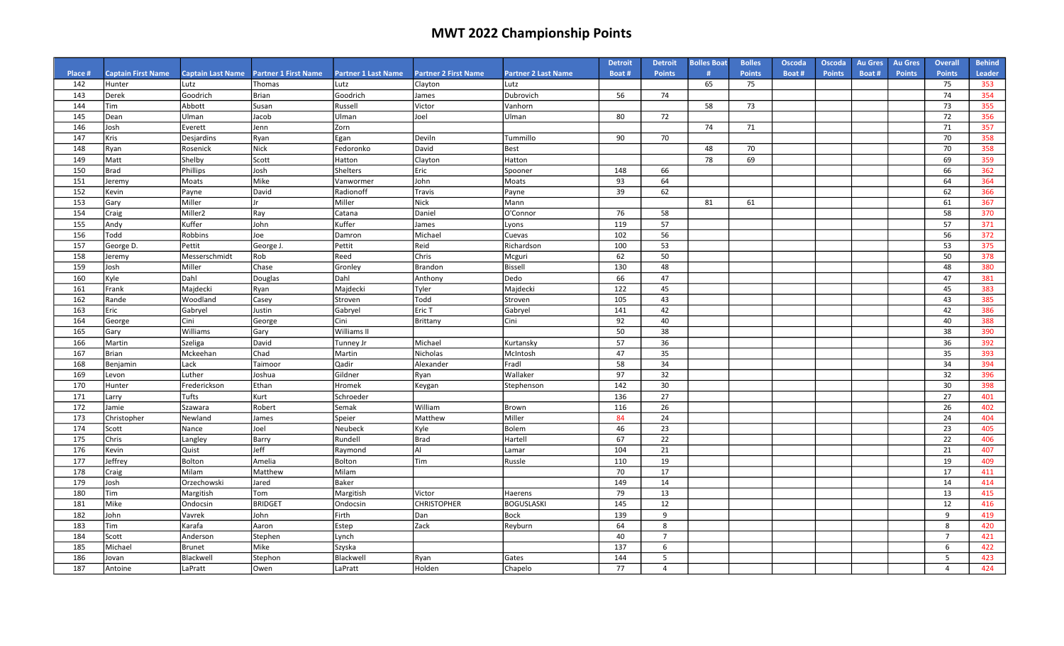# MWT 2022 Championship Points

| Place # | Captain First Name | Captain Last Name | Partner 1 First Name | Partner 1 Last Name | Partner 2 First Name | Partner 2 Last Name | Detroit Boat # | Detroit Points | Bolles Boat # | Bolles Points | Oscoda Boat # | Oscoda Points | Au Gres Boat # | Au Gres Points | Overall Points | Behind Leader |
|---|---|---|---|---|---|---|---|---|---|---|---|---|---|---|---|---|
| 142 | Hunter | Lutz | Thomas | Lutz | Clayton | Lutz | | | 65 | 75 | | | | | 75 | 353 |
| 143 | Derek | Goodrich | Brian | Goodrich | James | Dubrovich | 56 | 74 | | | | | | | 74 | 354 |
| 144 | Tim | Abbott | Susan | Russell | Victor | Vanhorn | | | 58 | 73 | | | | | 73 | 355 |
| 145 | Dean | Ulman | Jacob | Ulman | Joel | Ulman | 80 | 72 | | | | | | | 72 | 356 |
| 146 | Josh | Everett | Jenn | Zorn | | | | | 74 | 71 | | | | | 71 | 357 |
| 147 | Kris | Desjardins | Ryan | Egan | Deviln | Tummillo | 90 | 70 | | | | | | | 70 | 358 |
| 148 | Ryan | Rosenick | Nick | Fedoronko | David | Best | | | 48 | 70 | | | | | 70 | 358 |
| 149 | Matt | Shelby | Scott | Hatton | Clayton | Hatton | | | 78 | 69 | | | | | 69 | 359 |
| 150 | Brad | Phillips | Josh | Shelters | Eric | Spooner | 148 | 66 | | | | | | | 66 | 362 |
| 151 | Jeremy | Moats | Mike | Vanwormer | John | Moats | 93 | 64 | | | | | | | 64 | 364 |
| 152 | Kevin | Payne | David | Radionoff | Travis | Payne | 39 | 62 | | | | | | | 62 | 366 |
| 153 | Gary | Miller | Jr | Miller | Nick | Mann | | | 81 | 61 | | | | | 61 | 367 |
| 154 | Craig | Miller2 | Ray | Catana | Daniel | O'Connor | 76 | 58 | | | | | | | 58 | 370 |
| 155 | Andy | Kuffer | John | Kuffer | James | Lyons | 119 | 57 | | | | | | | 57 | 371 |
| 156 | Todd | Robbins | Joe | Damron | Michael | Cuevas | 102 | 56 | | | | | | | 56 | 372 |
| 157 | George D. | Pettit | George J. | Pettit | Reid | Richardson | 100 | 53 | | | | | | | 53 | 375 |
| 158 | Jeremy | Messerschmidt | Rob | Reed | Chris | Mcguri | 62 | 50 | | | | | | | 50 | 378 |
| 159 | Josh | Miller | Chase | Gronley | Brandon | Bissell | 130 | 48 | | | | | | | 48 | 380 |
| 160 | Kyle | Dahl | Douglas | Dahl | Anthony | Dedo | 66 | 47 | | | | | | | 47 | 381 |
| 161 | Frank | Majdecki | Ryan | Majdecki | Tyler | Majdecki | 122 | 45 | | | | | | | 45 | 383 |
| 162 | Rande | Woodland | Casey | Stroven | Todd | Stroven | 105 | 43 | | | | | | | 43 | 385 |
| 163 | Eric | Gabryel | Justin | Gabryel | Eric T | Gabryel | 141 | 42 | | | | | | | 42 | 386 |
| 164 | George | Cini | George | Cini | Brittany | Cini | 92 | 40 | | | | | | | 40 | 388 |
| 165 | Gary | Williams | Gary | Williams II | | | 50 | 38 | | | | | | | 38 | 390 |
| 166 | Martin | Szeliga | David | Tunney Jr | Michael | Kurtansky | 57 | 36 | | | | | | | 36 | 392 |
| 167 | Brian | Mckeehan | Chad | Martin | Nicholas | McIntosh | 47 | 35 | | | | | | | 35 | 393 |
| 168 | Benjamin | Lack | Taimoor | Qadir | Alexander | Fradl | 58 | 34 | | | | | | | 34 | 394 |
| 169 | Levon | Luther | Joshua | Gildner | Ryan | Wallaker | 97 | 32 | | | | | | | 32 | 396 |
| 170 | Hunter | Frederickson | Ethan | Hromek | Keygan | Stephenson | 142 | 30 | | | | | | | 30 | 398 |
| 171 | Larry | Tufts | Kurt | Schroeder | | | 136 | 27 | | | | | | | 27 | 401 |
| 172 | Jamie | Szawara | Robert | Semak | William | Brown | 116 | 26 | | | | | | | 26 | 402 |
| 173 | Christopher | Newland | James | Speier | Matthew | Miller | 84 | 24 | | | | | | | 24 | 404 |
| 174 | Scott | Nance | Joel | Neubeck | Kyle | Bolem | 46 | 23 | | | | | | | 23 | 405 |
| 175 | Chris | Langley | Barry | Rundell | Brad | Hartell | 67 | 22 | | | | | | | 22 | 406 |
| 176 | Kevin | Quist | Jeff | Raymond | Al | Lamar | 104 | 21 | | | | | | | 21 | 407 |
| 177 | Jeffrey | Bolton | Amelia | Bolton | Tim | Russle | 110 | 19 | | | | | | | 19 | 409 |
| 178 | Craig | Milam | Matthew | Milam | | | 70 | 17 | | | | | | | 17 | 411 |
| 179 | Josh | Orzechowski | Jared | Baker | | | 149 | 14 | | | | | | | 14 | 414 |
| 180 | Tim | Margitish | Tom | Margitish | Victor | Haerens | 79 | 13 | | | | | | | 13 | 415 |
| 181 | Mike | Ondocsin | BRIDGET | Ondocsin | CHRISTOPHER | BOGUSLASKI | 145 | 12 | | | | | | | 12 | 416 |
| 182 | John | Vavrek | John | Firth | Dan | Bock | 139 | 9 | | | | | | | 9 | 419 |
| 183 | Tim | Karafa | Aaron | Estep | Zack | Reyburn | 64 | 8 | | | | | | | 8 | 420 |
| 184 | Scott | Anderson | Stephen | Lynch | | | 40 | 7 | | | | | | | 7 | 421 |
| 185 | Michael | Brunet | Mike | Szyska | | | 137 | 6 | | | | | | | 6 | 422 |
| 186 | Jovan | Blackwell | Stephon | Blackwell | Ryan | Gates | 144 | 5 | | | | | | | 5 | 423 |
| 187 | Antoine | LaPratt | Owen | LaPratt | Holden | Chapelo | 77 | 4 | | | | | | | 4 | 424 |